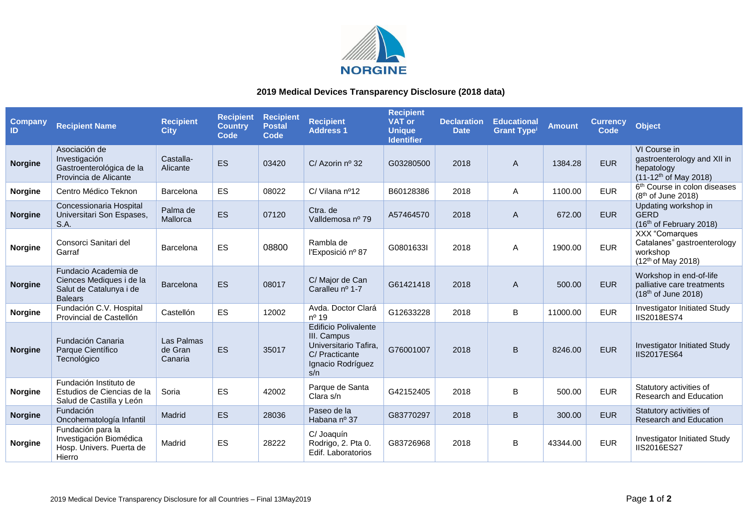NORGINE

## 2019 Medical Devices Transparency Disclosure (2018 data)

| Company ID | Recipient Name | Recipient City | Recipient Country Code | Recipient Postal Code | Recipient Address 1 | Recipient VAT or Unique Identifier | Declaration Date | Educational Grant Type[i] | Amount | Currency Code | Object |
|---|---|---|---|---|---|---|---|---|---|---|---|
| **Norgine** | Asociación de Investigación Gastroenterológica de la Provincia de Alicante | Castalla-Alicante | ES | 03420 | C/ Azorin nº 32 | G03280500 | 2018 | A | 1384.28 | EUR | VI Course in gastroenterology and XII in hepatology (11-12th of May 2018) |
| **Norgine** | Centro Médico Teknon | Barcelona | ES | 08022 | C/ Vilana nº12 | B60128386 | 2018 | A | 1100.00 | EUR | 6th Course in colon diseases (8th of June 2018) |
| **Norgine** | Concessionaria Hospital Universitari Son Espases, S.A. | Palma de Mallorca | ES | 07120 | Ctra. de Valldemosa nº 79 | A57464570 | 2018 | A | 672.00 | EUR | Updating workshop in GERD (16th of February 2018) |
| **Norgine** | Consorci Sanitari del Garraf | Barcelona | ES | 08800 | Rambla de l'Exposició nº 87 | G0801633I | 2018 | A | 1900.00 | EUR | XXX "Comarques Catalanes" gastroenterology workshop (12th of May 2018) |
| **Norgine** | Fundacio Academia de Ciences Mediques i de la Salut de Catalunya i de Balears | Barcelona | ES | 08017 | C/ Major de Can Caralleu nº 1-7 | G61421418 | 2018 | A | 500.00 | EUR | Workshop in end-of-life palliative care treatments (18th of June 2018) |
| **Norgine** | Fundación C.V. Hospital Provincial de Castellón | Castellón | ES | 12002 | Avda. Doctor Clará nº 19 | G12633228 | 2018 | B | 11000.00 | EUR | Investigator Initiated Study IIS2018ES74 |
| **Norgine** | Fundación Canaria Parque Científico Tecnológico | Las Palmas de Gran Canaria | ES | 35017 | Edificio Polivalente III. Campus Universitario Tafira, C/ Practicante Ignacio Rodríguez s/n | G76001007 | 2018 | B | 8246.00 | EUR | Investigator Initiated Study IIS2017ES64 |
| **Norgine** | Fundación Instituto de Estudios de Ciencias de la Salud de Castilla y León | Soria | ES | 42002 | Parque de Santa Clara s/n | G42152405 | 2018 | B | 500.00 | EUR | Statutory activities of Research and Education |
| **Norgine** | Fundación Oncohematología Infantil | Madrid | ES | 28036 | Paseo de la Habana nº 37 | G83770297 | 2018 | B | 300.00 | EUR | Statutory activities of Research and Education |
| **Norgine** | Fundación para la Investigación Biomédica Hosp. Univers. Puerta de Hierro | Madrid | ES | 28222 | C/ Joaquín Rodrigo, 2. Pta 0. Edif. Laboratorios | G83726968 | 2018 | B | 43344.00 | EUR | Investigator Initiated Study IIS2016ES27 |

2019 Medical Device Transparency Disclosure for all Countries – Final 13May2019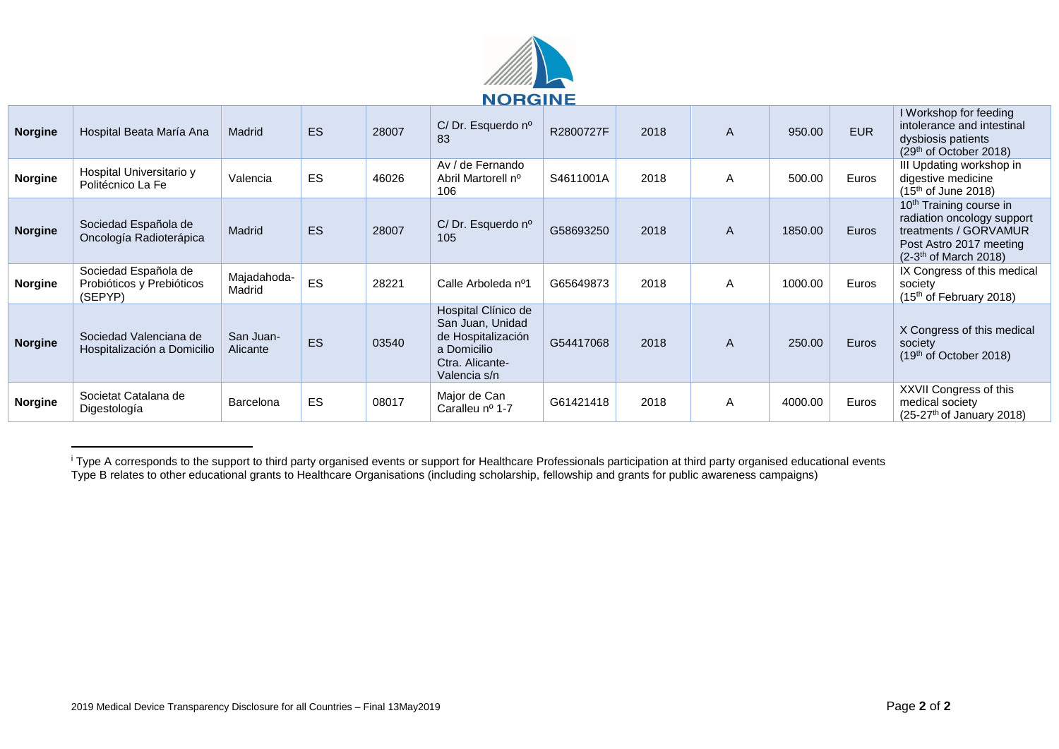**NORGINE**

| | | | | | | | | | | | |
|---|---|---|---|---|---|---|---|---|---|---|---|
| **Norgine** | Hospital Beata María Ana | Madrid | ES | 28007 | C/ Dr. Esquerdo nº 83 | R2800727F | 2018 | A | 950.00 | EUR | I Workshop for feeding intolerance and intestinal dysbiosis patients (29th of October 2018) |
| **Norgine** | Hospital Universitario y Politécnico La Fe | Valencia | ES | 46026 | Av / de Fernando Abril Martorell nº 106 | S4611001A | 2018 | A | 500.00 | Euros | III Updating workshop in digestive medicine (15th of June 2018) |
| **Norgine** | Sociedad Española de Oncología Radioterápica | Madrid | ES | 28007 | C/ Dr. Esquerdo nº 105 | G58693250 | 2018 | A | 1850.00 | Euros | 10th Training course in radiation oncology support treatments / GORVAMUR Post Astro 2017 meeting (2-3th of March 2018) |
| **Norgine** | Sociedad Española de Probióticos y Prebióticos (SEPYP) | Majadahoda-Madrid | ES | 28221 | Calle Arboleda nº1 | G65649873 | 2018 | A | 1000.00 | Euros | IX Congress of this medical society (15th of February 2018) |
| **Norgine** | Sociedad Valenciana de Hospitalización a Domicilio | San Juan-Alicante | ES | 03540 | Hospital Clínico de San Juan, Unidad de Hospitalización a Domicilio Ctra. Alicante-Valencia s/n | G54417068 | 2018 | A | 250.00 | Euros | X Congress of this medical society (19th of October 2018) |
| **Norgine** | Societat Catalana de Digestología | Barcelona | ES | 08017 | Major de Can Caralleu nº 1-7 | G61421418 | 2018 | A | 4000.00 | Euros | XXVII Congress of this medical society (25-27th of January 2018) |

[i] Type A corresponds to the support to third party organised events or support for Healthcare Professionals participation at third party organised educational events
Type B relates to other educational grants to Healthcare Organisations (including scholarship, fellowship and grants for public awareness campaigns)

2019 Medical Device Transparency Disclosure for all Countries – Final 13May2019